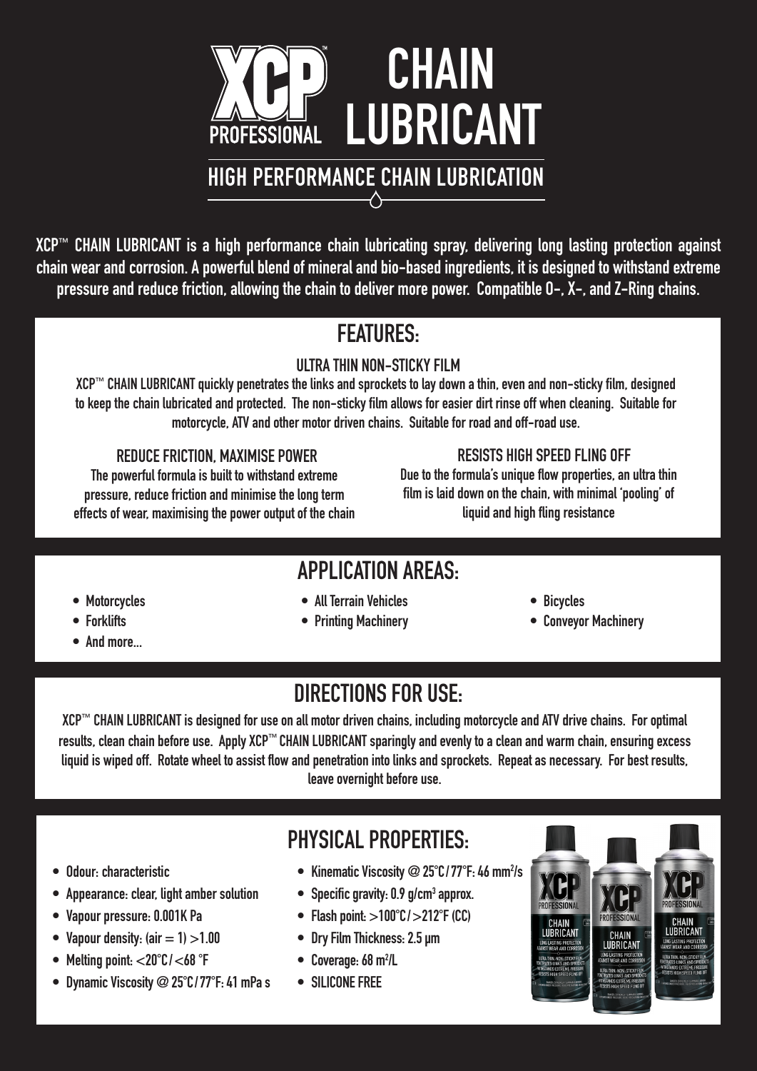# XCP™ PROFESSIONAL CHAIN LUBRICANT

## HIGH PERFORMANCE CHAIN LUBRICATION

XCP™ CHAIN LUBRICANT is a high performance chain lubricating spray, delivering long lasting protection against chain wear and corrosion. A powerful blend of mineral and bio-based ingredients, it is designed to withstand extreme pressure and reduce friction, allowing the chain to deliver more power. Compatible O-, X-, and Z-Ring chains.

## FEATURES:

### ULTRA THIN NON-STICKY FILM

XCP™ CHAIN LUBRICANT quickly penetrates the links and sprockets to lay down a thin, even and non-sticky film, designed to keep the chain lubricated and protected. The non-sticky film allows for easier dirt rinse off when cleaning. Suitable for motorcycle, ATV and other motor driven chains. Suitable for road and off-road use.

### REDUCE FRICTION, MAXIMISE POWER

The powerful formula is built to withstand extreme pressure, reduce friction and minimise the long term effects of wear, maximising the power output of the chain

### RESISTS HIGH SPEED FLING OFF

Due to the formula's unique flow properties, an ultra thin film is laid down on the chain, with minimal 'pooling' of liquid and high fling resistance

## APPLICATION AREAS:

- Motorcycles
- Forklifts
- And more...
- All Terrain Vehicles
- Printing Machinery
- Bicycles
- Conveyor Machinery

## DIRECTIONS FOR USE:

XCP™ CHAIN LUBRICANT is designed for use on all motor driven chains, including motorcycle and ATV drive chains. For optimal results, clean chain before use. Apply XCP™ CHAIN LUBRICANT sparingly and evenly to a clean and warm chain, ensuring excess liquid is wiped off. Rotate wheel to assist flow and penetration into links and sprockets. Repeat as necessary. For best results, leave overnight before use.

## PHYSICAL PROPERTIES:

- Odour: characteristic
- Appearance: clear, light amber solution
- Vapour pressure: 0.001K Pa
- Vapour density: (air = 1) >1.00
- Melting point: <20°C / <68 °F
- Dynamic Viscosity @ 25°C / 77°F: 41 mPa s
- Kinematic Viscosity @ 25°C / 77°F: 46 $mm^2/s$
- Specific gravity: 0.9 $g/cm^3$ approx.
- Flash point: >100°C / >212°F (CC)
- Dry Film Thickness: 2.5 µm
- Coverage: 68 $m^2/L$
- SILICONE FREE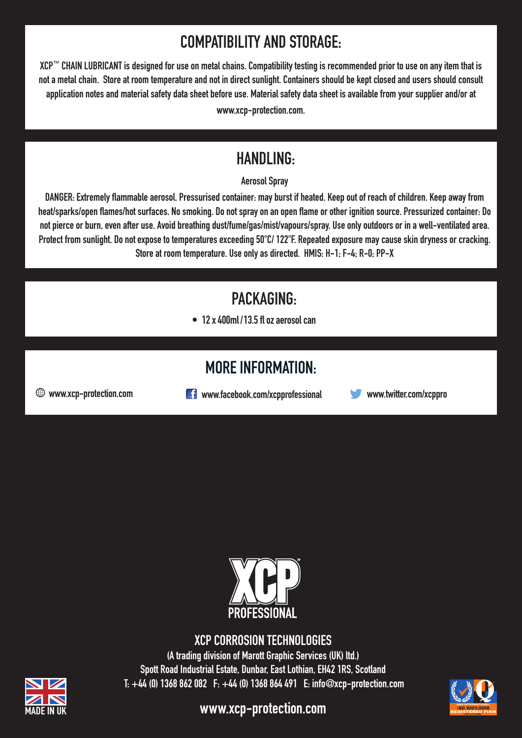## COMPATIBILITY AND STORAGE:

XCP™ CHAIN LUBRICANT is designed for use on metal chains. Compatibility testing is recommended prior to use on any item that is not a metal chain. Store at room temperature and not in direct sunlight. Containers should be kept closed and users should consult application notes and material safety data sheet before use. Material safety data sheet is available from your supplier and/or at www.xcp-protection.com.

## HANDLING:

Aerosol Spray

DANGER: Extremely flammable aerosol. Pressurised container: may burst if heated. Keep out of reach of children. Keep away from heat/sparks/open flames/hot surfaces. No smoking. Do not spray on an open flame or other ignition source. Pressurized container: Do not pierce or burn, even after use. Avoid breathing dust/fume/gas/mist/vapours/spray. Use only outdoors or in a well-ventilated area. Protect from sunlight. Do not expose to temperatures exceeding 50°C/ 122°F. Repeated exposure may cause skin dryness or cracking. Store at room temperature. Use only as directed. HMIS: H-1; F-4; R-0; PP-X

## PACKAGING:

- 12 x 400ml / 13.5 fl oz aerosol can

## MORE INFORMATION:

www.xcp-protection.com www.facebook.com/xcpprofessional www.twitter.com/xcppro

XCP™ PROFESSIONAL

**XCP CORROSION TECHNOLOGIES**

(A trading division of Marott Graphic Services (UK) ltd.)

Spott Road Industrial Estate, Dunbar, East Lothian, EH42 1RS, Scotland

T: +44 (0) 1368 862 082 F: +44 (0) 1368 864 491 E: info@xcp-protection.com

MADE IN UK

www.xcp-protection.com

ISO 9001:2008 REGISTERED FIRM